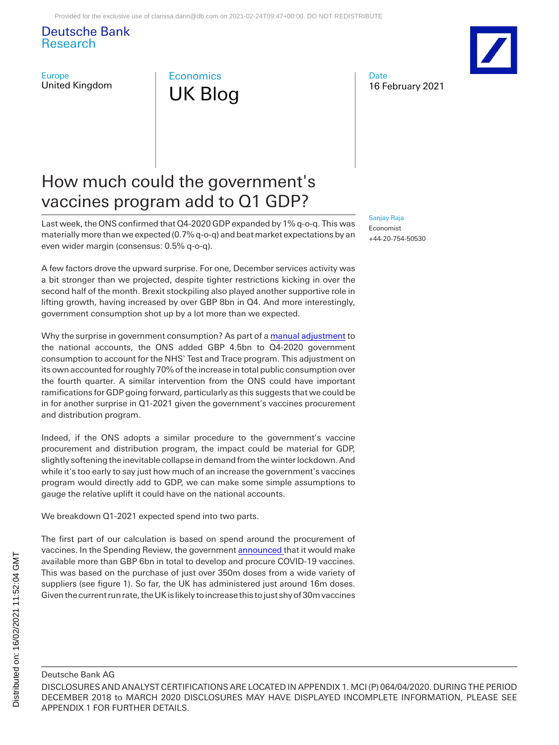Deutsche Bank
Research

Europe
United Kingdom

Economics
# UK Blog

Date
16 February 2021

## How much could the government's vaccines program add to Q1 GDP?

Sanjay Raja
Economist
+44-20-754-50530

Last week, the ONS confirmed that Q4-2020 GDP expanded by 1% q-o-q. This was materially more than we expected (0.7% q-o-q) and beat market expectations by an even wider margin (consensus: 0.5% q-o-q).

A few factors drove the upward surprise. For one, December services activity was a bit stronger than we projected, despite tighter restrictions kicking in over the second half of the month. Brexit stockpiling also played another supportive role in lifting growth, having increased by over GBP 8bn in Q4. And more interestingly, government consumption shot up by a lot more than we expected.

Why the surprise in government consumption? As part of a manual adjustment to the national accounts, the ONS added GBP 4.5bn to Q4-2020 government consumption to account for the NHS' Test and Trace program. This adjustment on its own accounted for roughly 70% of the increase in total public consumption over the fourth quarter. A similar intervention from the ONS could have important ramifications for GDP going forward, particularly as this suggests that we could be in for another surprise in Q1-2021 given the government's vaccines procurement and distribution program.

Indeed, if the ONS adopts a similar procedure to the government's vaccine procurement and distribution program, the impact could be material for GDP, slightly softening the inevitable collapse in demand from the winter lockdown. And while it's too early to say just how much of an increase the government's vaccines program would directly add to GDP, we can make some simple assumptions to gauge the relative uplift it could have on the national accounts.

We breakdown Q1-2021 expected spend into two parts.

The first part of our calculation is based on spend around the procurement of vaccines. In the Spending Review, the government announced that it would make available more than GBP 6bn in total to develop and procure COVID-19 vaccines. This was based on the purchase of just over 350m doses from a wide variety of suppliers (see figure 1). So far, the UK has administered just around 16m doses. Given the current run rate, the UK is likely to increase this to just shy of 30m vaccines

Deutsche Bank AG

DISCLOSURES AND ANALYST CERTIFICATIONS ARE LOCATED IN APPENDIX 1. MCI (P) 064/04/2020. DURING THE PERIOD DECEMBER 2018 to MARCH 2020 DISCLOSURES MAY HAVE DISPLAYED INCOMPLETE INFORMATION, PLEASE SEE APPENDIX 1 FOR FURTHER DETAILS.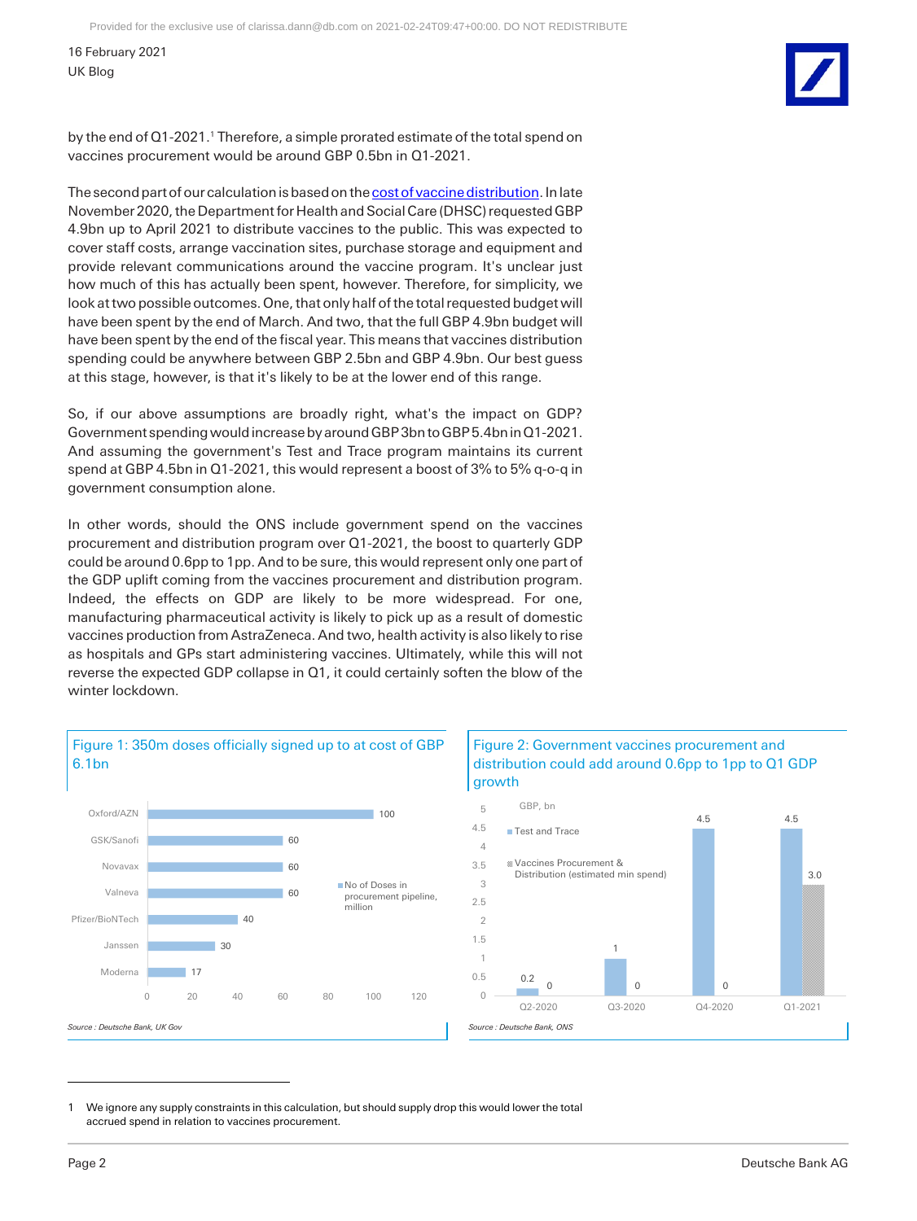by the end of Q1-2021.[1] Therefore, a simple prorated estimate of the total spend on vaccines procurement would be around GBP 0.5bn in Q1-2021.

The second part of our calculation is based on the cost of vaccine distribution. In late November 2020, the Department for Health and Social Care (DHSC) requested GBP 4.9bn up to April 2021 to distribute vaccines to the public. This was expected to cover staff costs, arrange vaccination sites, purchase storage and equipment and provide relevant communications around the vaccine program. It's unclear just how much of this has actually been spent, however. Therefore, for simplicity, we look at two possible outcomes. One, that only half of the total requested budget will have been spent by the end of March. And two, that the full GBP 4.9bn budget will have been spent by the end of the fiscal year. This means that vaccines distribution spending could be anywhere between GBP 2.5bn and GBP 4.9bn. Our best guess at this stage, however, is that it's likely to be at the lower end of this range.

So, if our above assumptions are broadly right, what's the impact on GDP? Government spending would increase by around GBP 3bn to GBP 5.4bn in Q1-2021. And assuming the government's Test and Trace program maintains its current spend at GBP 4.5bn in Q1-2021, this would represent a boost of 3% to 5% q-o-q in government consumption alone.

In other words, should the ONS include government spend on the vaccines procurement and distribution program over Q1-2021, the boost to quarterly GDP could be around 0.6pp to 1pp. And to be sure, this would represent only one part of the GDP uplift coming from the vaccines procurement and distribution program. Indeed, the effects on GDP are likely to be more widespread. For one, manufacturing pharmaceutical activity is likely to pick up as a result of domestic vaccines production from AstraZeneca. And two, health activity is also likely to rise as hospitals and GPs start administering vaccines. Ultimately, while this will not reverse the expected GDP collapse in Q1, it could certainly soften the blow of the winter lockdown.

**Figure 1: 350m doses officially signed up to at cost of GBP 6.1bn**

| | No of Doses in procurement pipeline, million |
|---|---|
| Oxford/AZN | 100 |
| GSK/Sanofi | 60 |
| Novavax | 60 |
| Valneva | 60 |
| Pfizer/BioNTech | 40 |
| Janssen | 30 |
| Moderna | 17 |

*Source : Deutsche Bank, UK Gov*

**Figure 2: Government vaccines procurement and distribution could add around 0.6pp to 1pp to Q1 GDP growth**

GBP, bn

| | Test and Trace | Vaccines Procurement & Distribution (estimated min spend) |
|---|---|---|
| Q2-2020 | 0.2 | 0 |
| Q3-2020 | 1 | 0 |
| Q4-2020 | 4.5 | 0 |
| Q1-2021 | 4.5 | 3.0 |

*Source : Deutsche Bank, ONS*

---

[1] We ignore any supply constraints in this calculation, but should supply drop this would lower the total accrued spend in relation to vaccines procurement.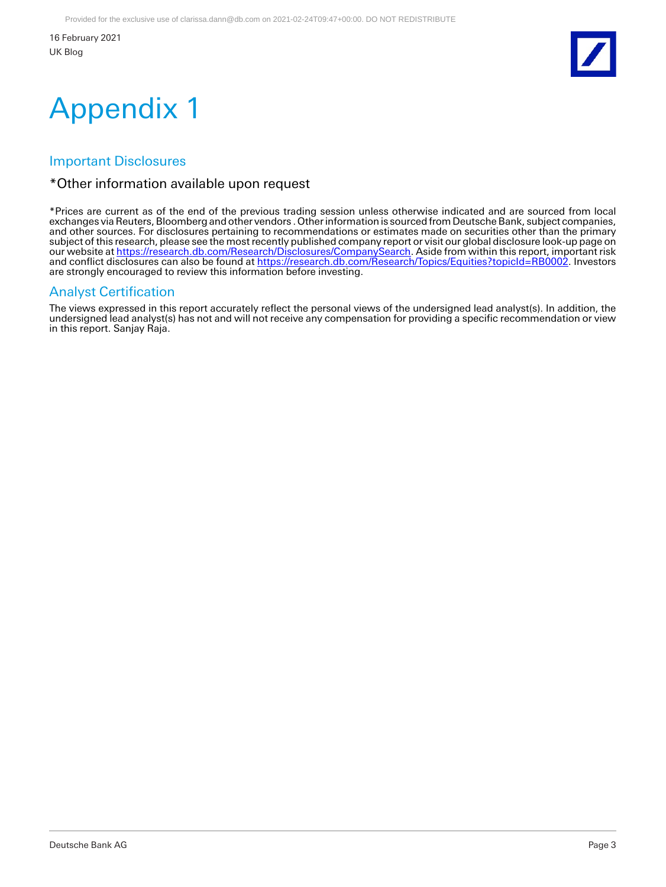# Appendix 1

## Important Disclosures

### *Other information available upon request

*Prices are current as of the end of the previous trading session unless otherwise indicated and are sourced from local exchanges via Reuters, Bloomberg and other vendors . Other information is sourced from Deutsche Bank, subject companies, and other sources. For disclosures pertaining to recommendations or estimates made on securities other than the primary subject of this research, please see the most recently published company report or visit our global disclosure look-up page on our website at https://research.db.com/Research/Disclosures/CompanySearch. Aside from within this report, important risk and conflict disclosures can also be found at https://research.db.com/Research/Topics/Equities?topicId=RB0002. Investors are strongly encouraged to review this information before investing.

## Analyst Certification

The views expressed in this report accurately reflect the personal views of the undersigned lead analyst(s). In addition, the undersigned lead analyst(s) has not and will not receive any compensation for providing a specific recommendation or view in this report. Sanjay Raja.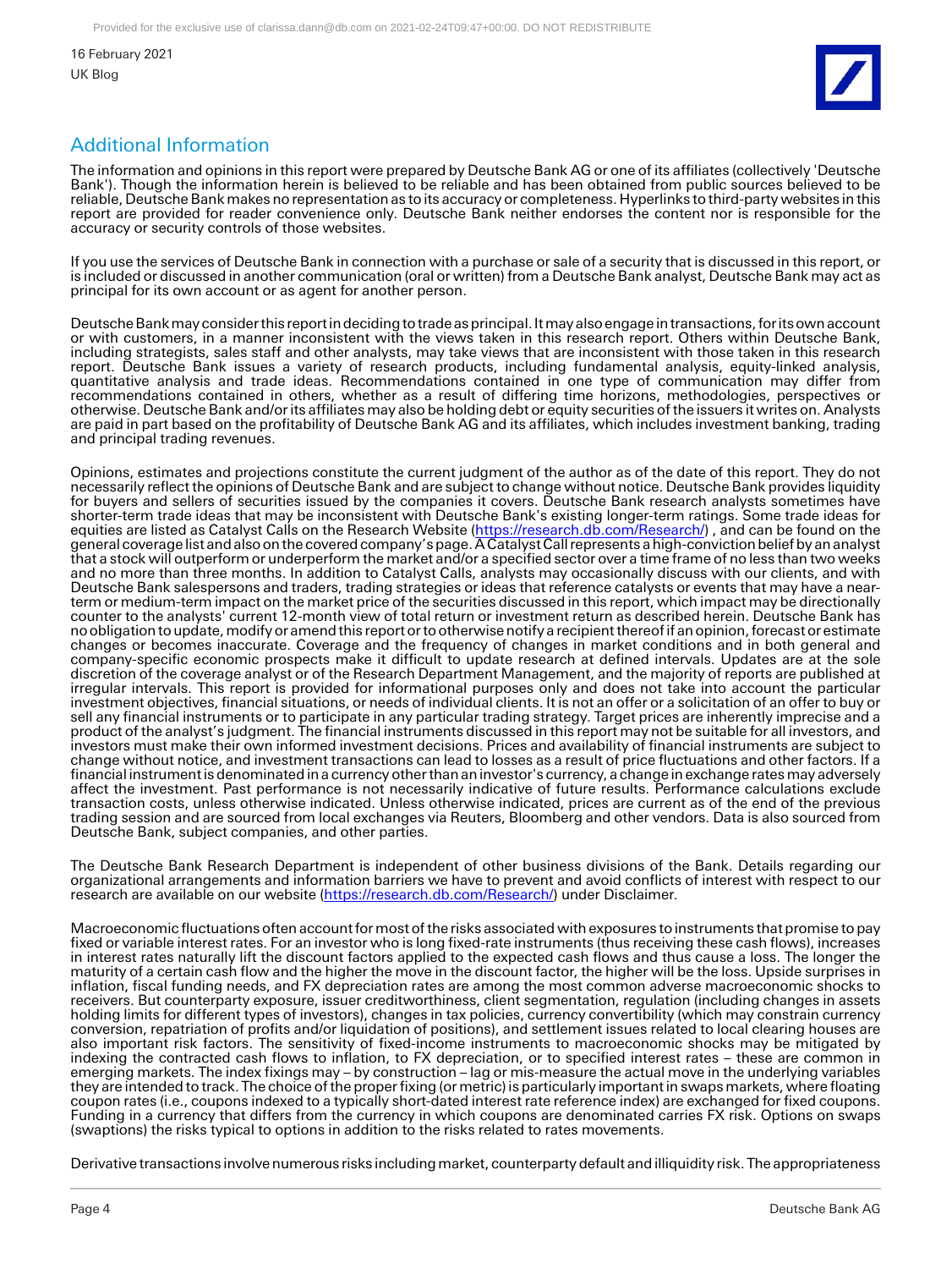## Additional Information

The information and opinions in this report were prepared by Deutsche Bank AG or one of its affiliates (collectively 'Deutsche Bank'). Though the information herein is believed to be reliable and has been obtained from public sources believed to be reliable, Deutsche Bank makes no representation as to its accuracy or completeness. Hyperlinks to third-party websites in this report are provided for reader convenience only. Deutsche Bank neither endorses the content nor is responsible for the accuracy or security controls of those websites.

If you use the services of Deutsche Bank in connection with a purchase or sale of a security that is discussed in this report, or is included or discussed in another communication (oral or written) from a Deutsche Bank analyst, Deutsche Bank may act as principal for its own account or as agent for another person.

Deutsche Bank may consider this report in deciding to trade as principal. It may also engage in transactions, for its own account or with customers, in a manner inconsistent with the views taken in this research report. Others within Deutsche Bank, including strategists, sales staff and other analysts, may take views that are inconsistent with those taken in this research report. Deutsche Bank issues a variety of research products, including fundamental analysis, equity-linked analysis, quantitative analysis and trade ideas. Recommendations contained in one type of communication may differ from recommendations contained in others, whether as a result of differing time horizons, methodologies, perspectives or otherwise. Deutsche Bank and/or its affiliates may also be holding debt or equity securities of the issuers it writes on. Analysts are paid in part based on the profitability of Deutsche Bank AG and its affiliates, which includes investment banking, trading and principal trading revenues.

Opinions, estimates and projections constitute the current judgment of the author as of the date of this report. They do not necessarily reflect the opinions of Deutsche Bank and are subject to change without notice. Deutsche Bank provides liquidity for buyers and sellers of securities issued by the companies it covers. Deutsche Bank research analysts sometimes have shorter-term trade ideas that may be inconsistent with Deutsche Bank's existing longer-term ratings. Some trade ideas for equities are listed as Catalyst Calls on the Research Website (https://research.db.com/Research/) , and can be found on the general coverage list and also on the covered company's page. A Catalyst Call represents a high-conviction belief by an analyst that a stock will outperform or underperform the market and/or a specified sector over a time frame of no less than two weeks and no more than three months. In addition to Catalyst Calls, analysts may occasionally discuss with our clients, and with Deutsche Bank salespersons and traders, trading strategies or ideas that reference catalysts or events that may have a near-term or medium-term impact on the market price of the securities discussed in this report, which impact may be directionally counter to the analysts' current 12-month view of total return or investment return as described herein. Deutsche Bank has no obligation to update, modify or amend this report or to otherwise notify a recipient thereof if an opinion, forecast or estimate changes or becomes inaccurate. Coverage and the frequency of changes in market conditions and in both general and company-specific economic prospects make it difficult to update research at defined intervals. Updates are at the sole discretion of the coverage analyst or of the Research Department Management, and the majority of reports are published at irregular intervals. This report is provided for informational purposes only and does not take into account the particular investment objectives, financial situations, or needs of individual clients. It is not an offer or a solicitation of an offer to buy or sell any financial instruments or to participate in any particular trading strategy. Target prices are inherently imprecise and a product of the analyst's judgment. The financial instruments discussed in this report may not be suitable for all investors, and investors must make their own informed investment decisions. Prices and availability of financial instruments are subject to change without notice, and investment transactions can lead to losses as a result of price fluctuations and other factors. If a financial instrument is denominated in a currency other than an investor's currency, a change in exchange rates may adversely affect the investment. Past performance is not necessarily indicative of future results. Performance calculations exclude transaction costs, unless otherwise indicated. Unless otherwise indicated, prices are current as of the end of the previous trading session and are sourced from local exchanges via Reuters, Bloomberg and other vendors. Data is also sourced from Deutsche Bank, subject companies, and other parties.

The Deutsche Bank Research Department is independent of other business divisions of the Bank. Details regarding our organizational arrangements and information barriers we have to prevent and avoid conflicts of interest with respect to our research are available on our website (https://research.db.com/Research/) under Disclaimer.

Macroeconomic fluctuations often account for most of the risks associated with exposures to instruments that promise to pay fixed or variable interest rates. For an investor who is long fixed-rate instruments (thus receiving these cash flows), increases in interest rates naturally lift the discount factors applied to the expected cash flows and thus cause a loss. The longer the maturity of a certain cash flow and the higher the move in the discount factor, the higher will be the loss. Upside surprises in inflation, fiscal funding needs, and FX depreciation rates are among the most common adverse macroeconomic shocks to receivers. But counterparty exposure, issuer creditworthiness, client segmentation, regulation (including changes in assets holding limits for different types of investors), changes in tax policies, currency convertibility (which may constrain currency conversion, repatriation of profits and/or liquidation of positions), and settlement issues related to local clearing houses are also important risk factors. The sensitivity of fixed-income instruments to macroeconomic shocks may be mitigated by indexing the contracted cash flows to inflation, to FX depreciation, or to specified interest rates – these are common in emerging markets. The index fixings may – by construction – lag or mis-measure the actual move in the underlying variables they are intended to track. The choice of the proper fixing (or metric) is particularly important in swaps markets, where floating coupon rates (i.e., coupons indexed to a typically short-dated interest rate reference index) are exchanged for fixed coupons. Funding in a currency that differs from the currency in which coupons are denominated carries FX risk. Options on swaps (swaptions) the risks typical to options in addition to the risks related to rates movements.

Derivative transactions involve numerous risks including market, counterparty default and illiquidity risk. The appropriateness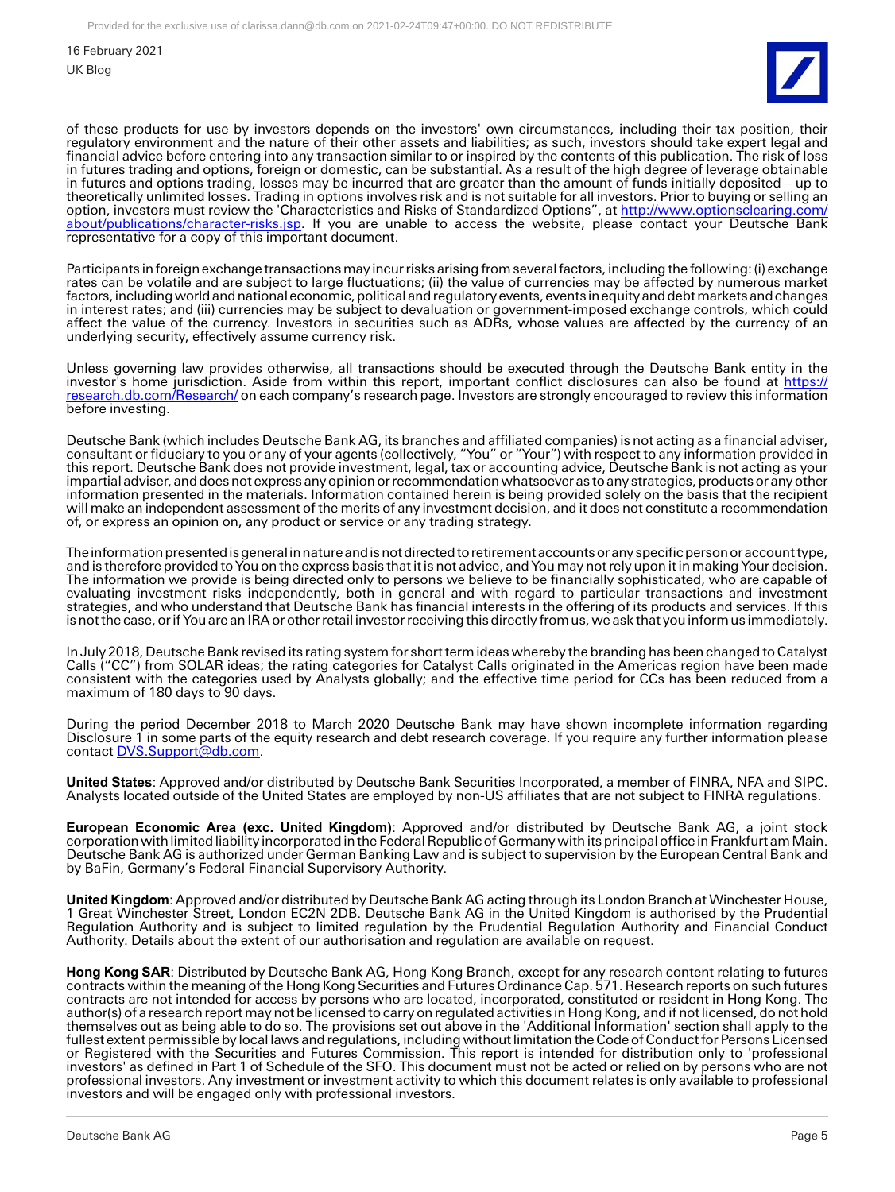of these products for use by investors depends on the investors' own circumstances, including their tax position, their regulatory environment and the nature of their other assets and liabilities; as such, investors should take expert legal and financial advice before entering into any transaction similar to or inspired by the contents of this publication. The risk of loss in futures trading and options, foreign or domestic, can be substantial. As a result of the high degree of leverage obtainable in futures and options trading, losses may be incurred that are greater than the amount of funds initially deposited – up to theoretically unlimited losses. Trading in options involves risk and is not suitable for all investors. Prior to buying or selling an option, investors must review the 'Characteristics and Risks of Standardized Options", at http://www.optionsclearing.com/about/publications/character-risks.jsp. If you are unable to access the website, please contact your Deutsche Bank representative for a copy of this important document.

Participants in foreign exchange transactions may incur risks arising from several factors, including the following: (i) exchange rates can be volatile and are subject to large fluctuations; (ii) the value of currencies may be affected by numerous market factors, including world and national economic, political and regulatory events, events in equity and debt markets and changes in interest rates; and (iii) currencies may be subject to devaluation or government-imposed exchange controls, which could affect the value of the currency. Investors in securities such as ADRs, whose values are affected by the currency of an underlying security, effectively assume currency risk.

Unless governing law provides otherwise, all transactions should be executed through the Deutsche Bank entity in the investor's home jurisdiction. Aside from within this report, important conflict disclosures can also be found at https://research.db.com/Research/ on each company's research page. Investors are strongly encouraged to review this information before investing.

Deutsche Bank (which includes Deutsche Bank AG, its branches and affiliated companies) is not acting as a financial adviser, consultant or fiduciary to you or any of your agents (collectively, "You" or "Your") with respect to any information provided in this report. Deutsche Bank does not provide investment, legal, tax or accounting advice, Deutsche Bank is not acting as your impartial adviser, and does not express any opinion or recommendation whatsoever as to any strategies, products or any other information presented in the materials. Information contained herein is being provided solely on the basis that the recipient will make an independent assessment of the merits of any investment decision, and it does not constitute a recommendation of, or express an opinion on, any product or service or any trading strategy.

The information presented is general in nature and is not directed to retirement accounts or any specific person or account type, and is therefore provided to You on the express basis that it is not advice, and You may not rely upon it in making Your decision. The information we provide is being directed only to persons we believe to be financially sophisticated, who are capable of evaluating investment risks independently, both in general and with regard to particular transactions and investment strategies, and who understand that Deutsche Bank has financial interests in the offering of its products and services. If this is not the case, or if You are an IRA or other retail investor receiving this directly from us, we ask that you inform us immediately.

In July 2018, Deutsche Bank revised its rating system for short term ideas whereby the branding has been changed to Catalyst Calls ("CC") from SOLAR ideas; the rating categories for Catalyst Calls originated in the Americas region have been made consistent with the categories used by Analysts globally; and the effective time period for CCs has been reduced from a maximum of 180 days to 90 days.

During the period December 2018 to March 2020 Deutsche Bank may have shown incomplete information regarding Disclosure 1 in some parts of the equity research and debt research coverage. If you require any further information please contact DVS.Support@db.com.

**United States**: Approved and/or distributed by Deutsche Bank Securities Incorporated, a member of FINRA, NFA and SIPC. Analysts located outside of the United States are employed by non-US affiliates that are not subject to FINRA regulations.

**European Economic Area (exc. United Kingdom)**: Approved and/or distributed by Deutsche Bank AG, a joint stock corporation with limited liability incorporated in the Federal Republic of Germany with its principal office in Frankfurt am Main. Deutsche Bank AG is authorized under German Banking Law and is subject to supervision by the European Central Bank and by BaFin, Germany's Federal Financial Supervisory Authority.

**United Kingdom**: Approved and/or distributed by Deutsche Bank AG acting through its London Branch at Winchester House, 1 Great Winchester Street, London EC2N 2DB. Deutsche Bank AG in the United Kingdom is authorised by the Prudential Regulation Authority and is subject to limited regulation by the Prudential Regulation Authority and Financial Conduct Authority. Details about the extent of our authorisation and regulation are available on request.

**Hong Kong SAR**: Distributed by Deutsche Bank AG, Hong Kong Branch, except for any research content relating to futures contracts within the meaning of the Hong Kong Securities and Futures Ordinance Cap. 571. Research reports on such futures contracts are not intended for access by persons who are located, incorporated, constituted or resident in Hong Kong. The author(s) of a research report may not be licensed to carry on regulated activities in Hong Kong, and if not licensed, do not hold themselves out as being able to do so. The provisions set out above in the 'Additional Information' section shall apply to the fullest extent permissible by local laws and regulations, including without limitation the Code of Conduct for Persons Licensed or Registered with the Securities and Futures Commission. This report is intended for distribution only to 'professional investors' as defined in Part 1 of Schedule of the SFO. This document must not be acted or relied on by persons who are not professional investors. Any investment or investment activity to which this document relates is only available to professional investors and will be engaged only with professional investors.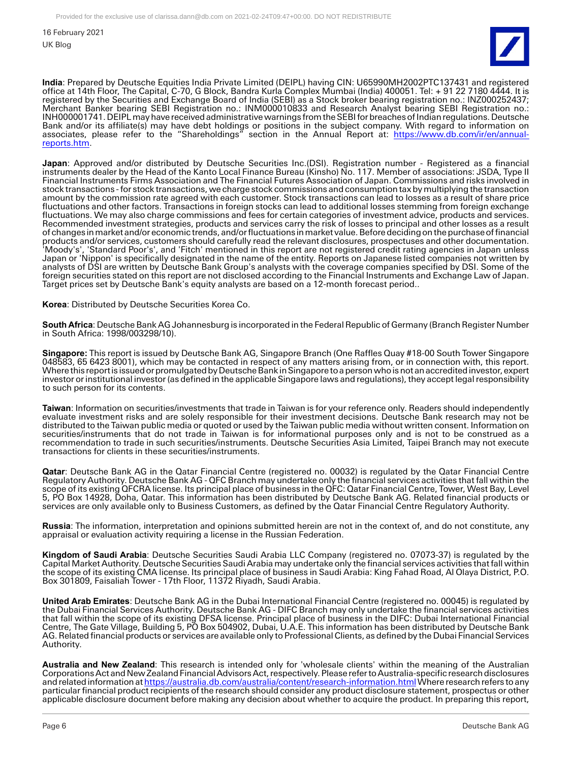**India**: Prepared by Deutsche Equities India Private Limited (DEIPL) having CIN: U65990MH2002PTC137431 and registered office at 14th Floor, The Capital, C-70, G Block, Bandra Kurla Complex Mumbai (India) 400051. Tel: + 91 22 7180 4444. It is registered by the Securities and Exchange Board of India (SEBI) as a Stock broker bearing registration no.: INZ000252437; Merchant Banker bearing SEBI Registration no.: INM000010833 and Research Analyst bearing SEBI Registration no.: INH000001741. DEIPL may have received administrative warnings from the SEBI for breaches of Indian regulations. Deutsche Bank and/or its affiliate(s) may have debt holdings or positions in the subject company. With regard to information on associates, please refer to the "Shareholdings" section in the Annual Report at: [https://www.db.com/ir/en/annual-reports.htm](https://www.db.com/ir/en/annual-reports.htm).

**Japan**: Approved and/or distributed by Deutsche Securities Inc.(DSI). Registration number - Registered as a financial instruments dealer by the Head of the Kanto Local Finance Bureau (Kinsho) No. 117. Member of associations: JSDA, Type II Financial Instruments Firms Association and The Financial Futures Association of Japan. Commissions and risks involved in stock transactions - for stock transactions, we charge stock commissions and consumption tax by multiplying the transaction amount by the commission rate agreed with each customer. Stock transactions can lead to losses as a result of share price fluctuations and other factors. Transactions in foreign stocks can lead to additional losses stemming from foreign exchange fluctuations. We may also charge commissions and fees for certain categories of investment advice, products and services. Recommended investment strategies, products and services carry the risk of losses to principal and other losses as a result of changes in market and/or economic trends, and/or fluctuations in market value. Before deciding on the purchase of financial products and/or services, customers should carefully read the relevant disclosures, prospectuses and other documentation. 'Moody's', 'Standard Poor's', and 'Fitch' mentioned in this report are not registered credit rating agencies in Japan unless Japan or 'Nippon' is specifically designated in the name of the entity. Reports on Japanese listed companies not written by analysts of DSI are written by Deutsche Bank Group's analysts with the coverage companies specified by DSI. Some of the foreign securities stated on this report are not disclosed according to the Financial Instruments and Exchange Law of Japan. Target prices set by Deutsche Bank's equity analysts are based on a 12-month forecast period..

**Korea**: Distributed by Deutsche Securities Korea Co.

**South Africa**: Deutsche Bank AG Johannesburg is incorporated in the Federal Republic of Germany (Branch Register Number in South Africa: 1998/003298/10).

**Singapore:** This report is issued by Deutsche Bank AG, Singapore Branch (One Raffles Quay #18-00 South Tower Singapore 048583, 65 6423 8001), which may be contacted in respect of any matters arising from, or in connection with, this report. Where this report is issued or promulgated by Deutsche Bank in Singapore to a person who is not an accredited investor, expert investor or institutional investor (as defined in the applicable Singapore laws and regulations), they accept legal responsibility to such person for its contents.

**Taiwan**: Information on securities/investments that trade in Taiwan is for your reference only. Readers should independently evaluate investment risks and are solely responsible for their investment decisions. Deutsche Bank research may not be distributed to the Taiwan public media or quoted or used by the Taiwan public media without written consent. Information on securities/instruments that do not trade in Taiwan is for informational purposes only and is not to be construed as a recommendation to trade in such securities/instruments. Deutsche Securities Asia Limited, Taipei Branch may not execute transactions for clients in these securities/instruments.

**Qatar**: Deutsche Bank AG in the Qatar Financial Centre (registered no. 00032) is regulated by the Qatar Financial Centre Regulatory Authority. Deutsche Bank AG - QFC Branch may undertake only the financial services activities that fall within the scope of its existing QFCRA license. Its principal place of business in the QFC: Qatar Financial Centre, Tower, West Bay, Level 5, PO Box 14928, Doha, Qatar. This information has been distributed by Deutsche Bank AG. Related financial products or services are only available only to Business Customers, as defined by the Qatar Financial Centre Regulatory Authority.

**Russia**: The information, interpretation and opinions submitted herein are not in the context of, and do not constitute, any appraisal or evaluation activity requiring a license in the Russian Federation.

**Kingdom of Saudi Arabia**: Deutsche Securities Saudi Arabia LLC Company (registered no. 07073-37) is regulated by the Capital Market Authority. Deutsche Securities Saudi Arabia may undertake only the financial services activities that fall within the scope of its existing CMA license. Its principal place of business in Saudi Arabia: King Fahad Road, Al Olaya District, P.O. Box 301809, Faisaliah Tower - 17th Floor, 11372 Riyadh, Saudi Arabia.

**United Arab Emirates**: Deutsche Bank AG in the Dubai International Financial Centre (registered no. 00045) is regulated by the Dubai Financial Services Authority. Deutsche Bank AG - DIFC Branch may only undertake the financial services activities that fall within the scope of its existing DFSA license. Principal place of business in the DIFC: Dubai International Financial Centre, The Gate Village, Building 5, PO Box 504902, Dubai, U.A.E. This information has been distributed by Deutsche Bank AG. Related financial products or services are available only to Professional Clients, as defined by the Dubai Financial Services Authority.

**Australia and New Zealand**: This research is intended only for 'wholesale clients' within the meaning of the Australian Corporations Act and New Zealand Financial Advisors Act, respectively. Please refer to Australia-specific research disclosures and related information at [https://australia.db.com/australia/content/research-information.html](https://australia.db.com/australia/content/research-information.html) Where research refers to any particular financial product recipients of the research should consider any product disclosure statement, prospectus or other applicable disclosure document before making any decision about whether to acquire the product. In preparing this report,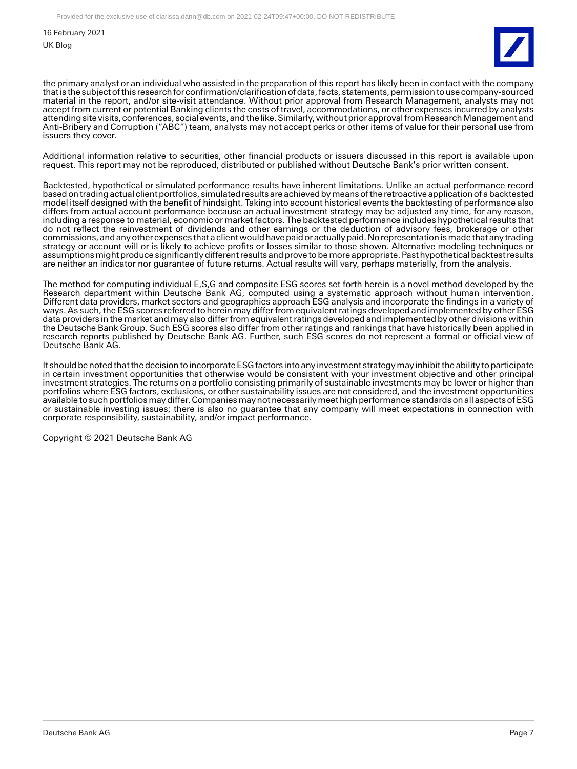the primary analyst or an individual who assisted in the preparation of this report has likely been in contact with the company that is the subject of this research for confirmation/clarification of data, facts, statements, permission to use company-sourced material in the report, and/or site-visit attendance. Without prior approval from Research Management, analysts may not accept from current or potential Banking clients the costs of travel, accommodations, or other expenses incurred by analysts attending site visits, conferences, social events, and the like. Similarly, without prior approval from Research Management and Anti-Bribery and Corruption ("ABC") team, analysts may not accept perks or other items of value for their personal use from issuers they cover.

Additional information relative to securities, other financial products or issuers discussed in this report is available upon request. This report may not be reproduced, distributed or published without Deutsche Bank's prior written consent.

Backtested, hypothetical or simulated performance results have inherent limitations. Unlike an actual performance record based on trading actual client portfolios, simulated results are achieved by means of the retroactive application of a backtested model itself designed with the benefit of hindsight. Taking into account historical events the backtesting of performance also differs from actual account performance because an actual investment strategy may be adjusted any time, for any reason, including a response to material, economic or market factors. The backtested performance includes hypothetical results that do not reflect the reinvestment of dividends and other earnings or the deduction of advisory fees, brokerage or other commissions, and any other expenses that a client would have paid or actually paid. No representation is made that any trading strategy or account will or is likely to achieve profits or losses similar to those shown. Alternative modeling techniques or assumptions might produce significantly different results and prove to be more appropriate. Past hypothetical backtest results are neither an indicator nor guarantee of future returns. Actual results will vary, perhaps materially, from the analysis.

The method for computing individual E,S,G and composite ESG scores set forth herein is a novel method developed by the Research department within Deutsche Bank AG, computed using a systematic approach without human intervention. Different data providers, market sectors and geographies approach ESG analysis and incorporate the findings in a variety of ways. As such, the ESG scores referred to herein may differ from equivalent ratings developed and implemented by other ESG data providers in the market and may also differ from equivalent ratings developed and implemented by other divisions within the Deutsche Bank Group. Such ESG scores also differ from other ratings and rankings that have historically been applied in research reports published by Deutsche Bank AG. Further, such ESG scores do not represent a formal or official view of Deutsche Bank AG.

It should be noted that the decision to incorporate ESG factors into any investment strategy may inhibit the ability to participate in certain investment opportunities that otherwise would be consistent with your investment objective and other principal investment strategies. The returns on a portfolio consisting primarily of sustainable investments may be lower or higher than portfolios where ESG factors, exclusions, or other sustainability issues are not considered, and the investment opportunities available to such portfolios may differ. Companies may not necessarily meet high performance standards on all aspects of ESG or sustainable investing issues; there is also no guarantee that any company will meet expectations in connection with corporate responsibility, sustainability, and/or impact performance.

Copyright © 2021 Deutsche Bank AG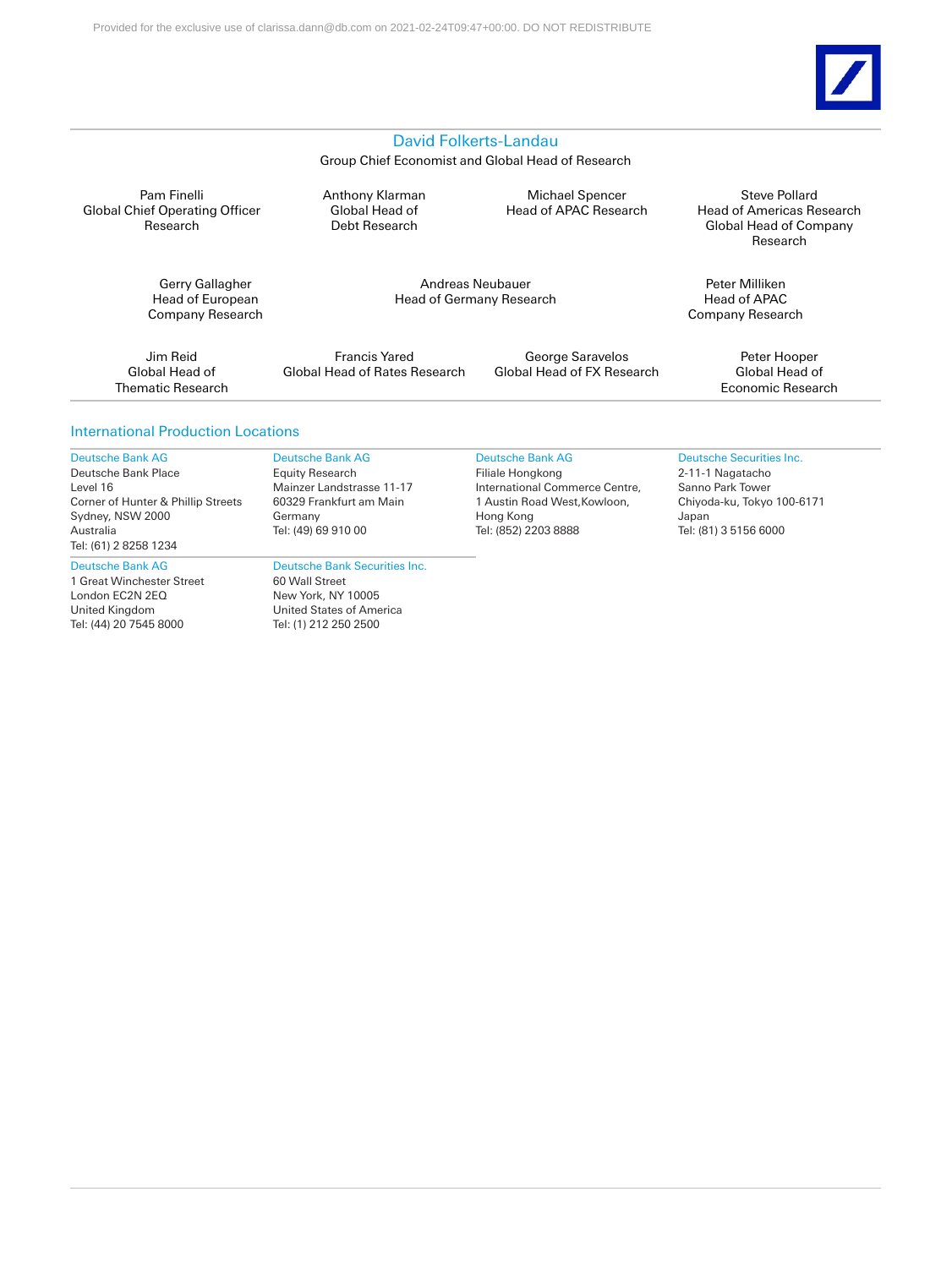David Folkerts-Landau
Group Chief Economist and Global Head of Research

Pam Finelli
Global Chief Operating Officer
Research

Anthony Klarman
Global Head of
Debt Research

Michael Spencer
Head of APAC Research

Steve Pollard
Head of Americas Research
Global Head of Company
Research

Gerry Gallagher
Head of European
Company Research

Andreas Neubauer
Head of Germany Research

Peter Milliken
Head of APAC
Company Research

Jim Reid
Global Head of
Thematic Research

Francis Yared
Global Head of Rates Research

George Saravelos
Global Head of FX Research

Peter Hooper
Global Head of
Economic Research

## International Production Locations

**Deutsche Bank AG**
Deutsche Bank Place
Level 16
Corner of Hunter & Phillip Streets
Sydney, NSW 2000
Australia
Tel: (61) 2 8258 1234

**Deutsche Bank AG**
Equity Research
Mainzer Landstrasse 11-17
60329 Frankfurt am Main
Germany
Tel: (49) 69 910 00

**Deutsche Bank AG**
Filiale Hongkong
International Commerce Centre,
1 Austin Road West,Kowloon,
Hong Kong
Tel: (852) 2203 8888

**Deutsche Securities Inc.**
2-11-1 Nagatacho
Sanno Park Tower
Chiyoda-ku, Tokyo 100-6171
Japan
Tel: (81) 3 5156 6000

**Deutsche Bank AG**
1 Great Winchester Street
London EC2N 2EQ
United Kingdom
Tel: (44) 20 7545 8000

**Deutsche Bank Securities Inc.**
60 Wall Street
New York, NY 10005
United States of America
Tel: (1) 212 250 2500